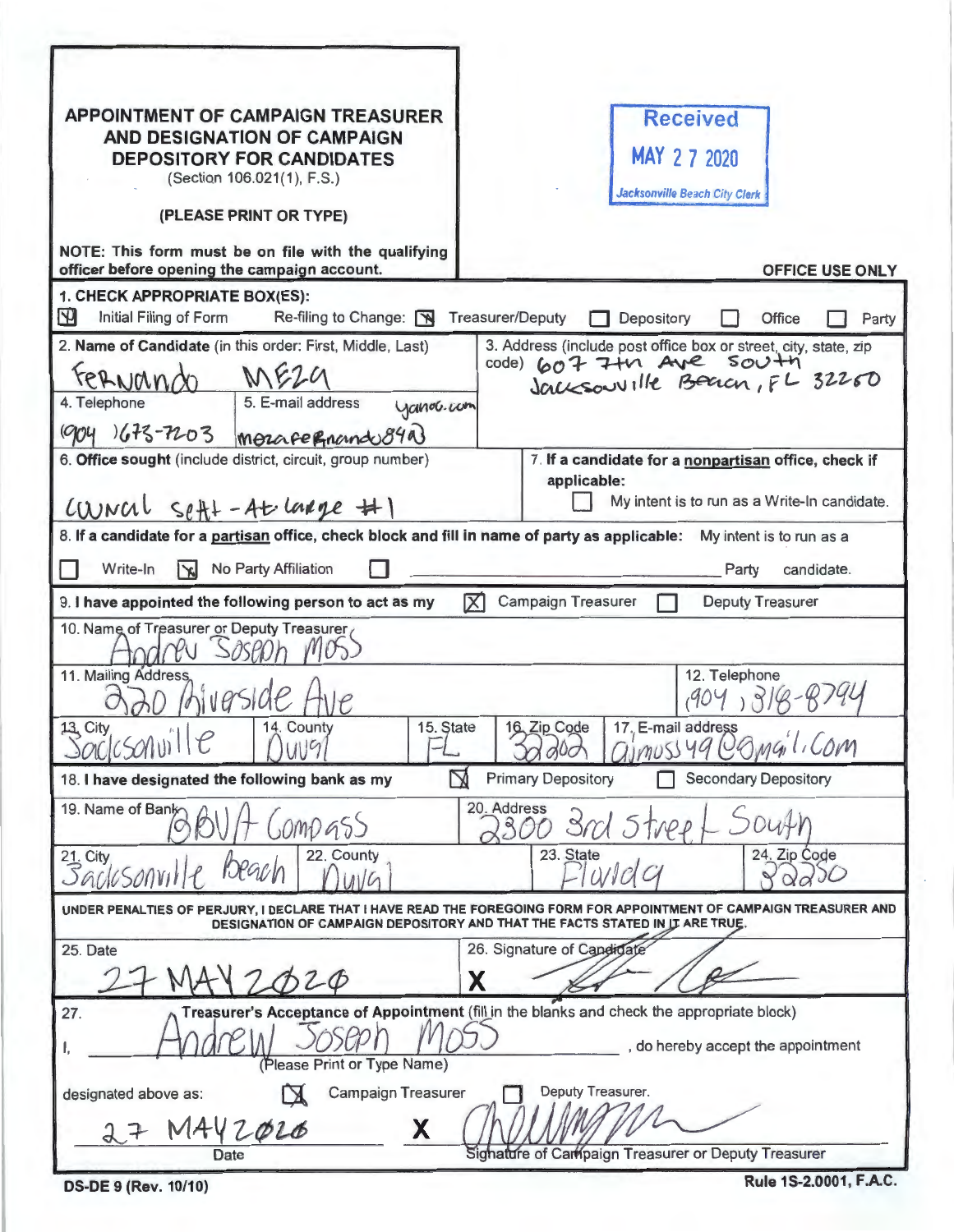# APPOINTMENT OF CAMPAIGN TREASURER AND DESIGNATION OF CAMPAIGN DEPOSITORY FOR CANDIDATES

(Section 106.021(1), F.S.)

**(PLEASE PRINT OR TYPE)**

**NOTE: This form must be on file with the qualifying officer before opening the campaign account.**

Received
MAY 27 2020
Jacksonville Beach City Clerk

**OFFICE USE ONLY**

**1. CHECK APPROPRIATE BOX(ES):**

[X] Initial Filing of Form    Re-filing to Change: [X] Treasurer/Deputy  [ ] Depository  [ ] Office  [ ] Party

**2. Name of Candidate** (in this order: First, Middle, Last)
Fernando Meza

**3. Address** (include post office box or street, city, state, zip code)
607 7th Ave South
Jacksonville Beach, FL 32250

**4. Telephone**
(904) 673-7203

**5. E-mail address**
mezafernando84@yahoo.com

**6. Office sought** (include district, circuit, group number)
Council Seat - At Large #1

**7. If a candidate for a nonpartisan office, check if applicable:**
[ ] My intent is to run as a Write-In candidate.

**8. If a candidate for a partisan office, check block and fill in name of party as applicable:** My intent is to run as a
[ ] Write-In  [X] No Party Affiliation  [ ] ____________ Party candidate.

**9. I have appointed the following person to act as my** [X] Campaign Treasurer [ ] Deputy Treasurer

**10. Name of Treasurer or Deputy Treasurer**
Andrew Joseph Moss

**11. Mailing Address**
220 Riverside Ave

**12. Telephone**
(904) 318-8794

**13. City**
Jacksonville

**14. County**
Duval

**15. State**
FL

**16. Zip Code**
32202

**17. E-mail address**
ajmoss49@gmail.com

**18. I have designated the following bank as my** [X] Primary Depository [ ] Secondary Depository

**19. Name of Bank**
BBVA Compass

**20. Address**
2300 3rd Street South

**21. City**
Jacksonville Beach

**22. County**
Duval

**23. State**
Florida

**24. Zip Code**
32250

**UNDER PENALTIES OF PERJURY, I DECLARE THAT I HAVE READ THE FOREGOING FORM FOR APPOINTMENT OF CAMPAIGN TREASURER AND DESIGNATION OF CAMPAIGN DEPOSITORY AND THAT THE FACTS STATED IN IT ARE TRUE.**

**25. Date**
27 MAY 2020

**26. Signature of Candidate**
X [signature]

**27. Treasurer's Acceptance of Appointment** (fill in the blanks and check the appropriate block)

I, Andrew Joseph Moss, do hereby accept the appointment
(Please Print or Type Name)

designated above as: [X] Campaign Treasurer [ ] Deputy Treasurer.

27 MAY 2020
Date

X [signature]
Signature of Campaign Treasurer or Deputy Treasurer

DS-DE 9 (Rev. 10/10)    Rule 1S-2.0001, F.A.C.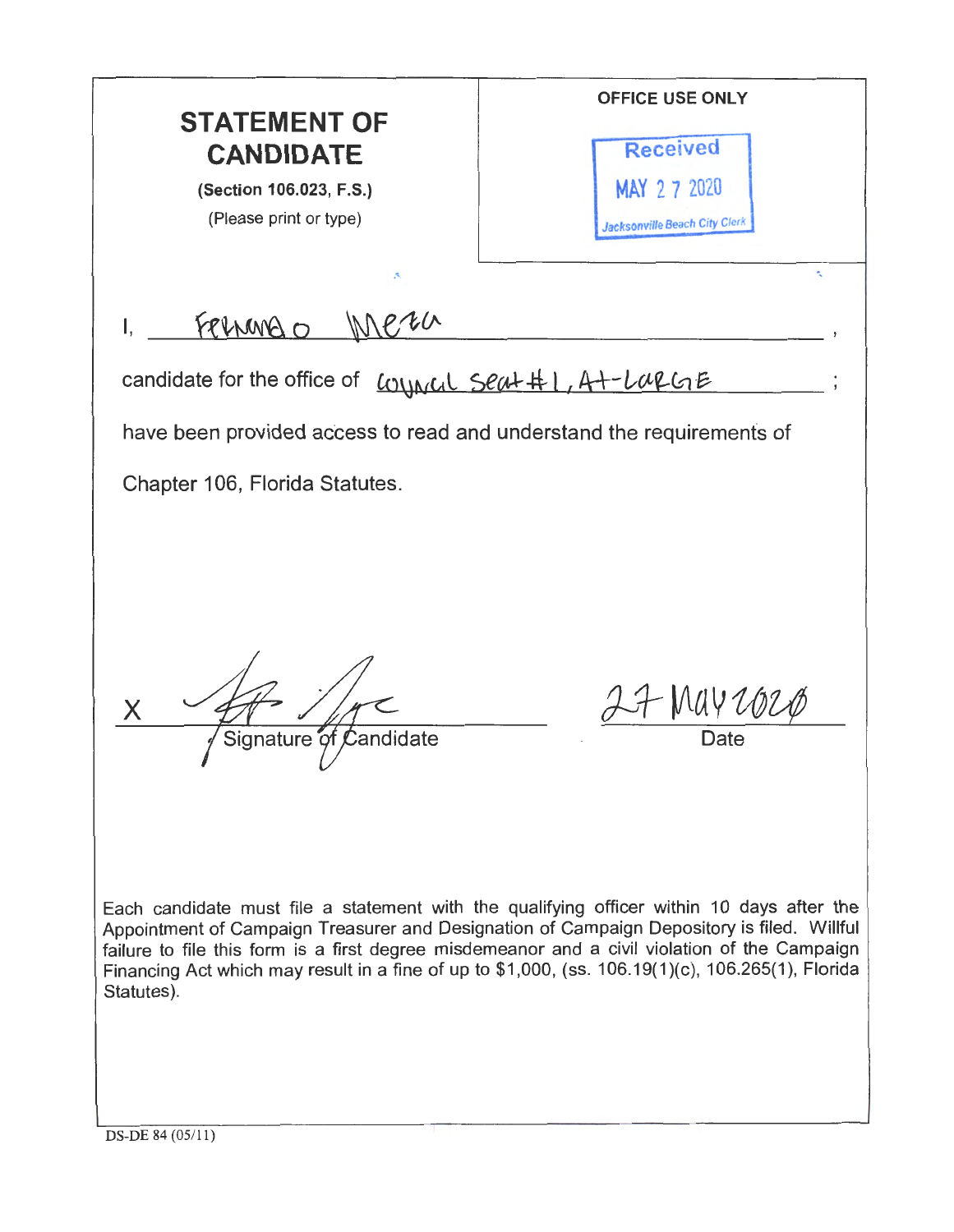# STATEMENT OF CANDIDATE

**(Section 106.023, F.S.)**

(Please print or type)

**OFFICE USE ONLY**

Received
MAY 27 2020
Jacksonville Beach City Clerk

I, Fernando Meza,

candidate for the office of Council Seat #1, At-Large;

have been provided access to read and understand the requirements of Chapter 106, Florida Statutes.

X _______________ 27 May 2020
Signature of Candidate Date

Each candidate must file a statement with the qualifying officer within 10 days after the Appointment of Campaign Treasurer and Designation of Campaign Depository is filed. Willful failure to file this form is a first degree misdemeanor and a civil violation of the Campaign Financing Act which may result in a fine of up to $1,000, (ss. 106.19(1)(c), 106.265(1), Florida Statutes).

DS-DE 84 (05/11)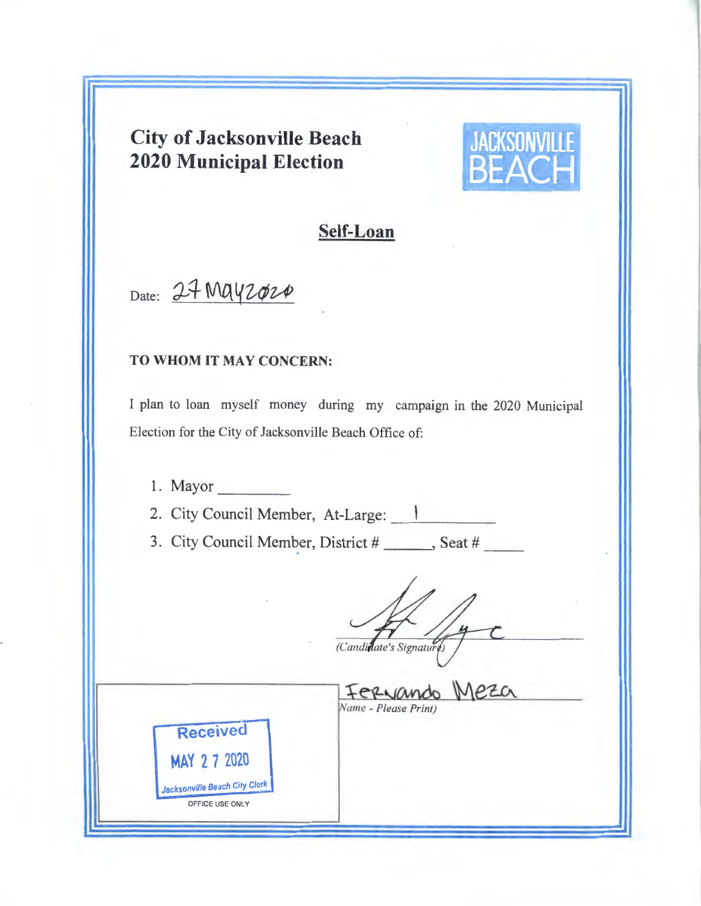# City of Jacksonville Beach
# 2020 Municipal Election

JACKSONVILLE BEACH

## Self-Loan

Date: 27 May 2020

**TO WHOM IT MAY CONCERN:**

I plan to loan myself money during my campaign in the 2020 Municipal Election for the City of Jacksonville Beach Office of:

1. Mayor ________
2. City Council Member, At-Large: 1
3. City Council Member, District # ______, Seat # _____

_______________________
*(Candidate's Signature)*

Fernando Meza
*(Name - Please Print)*

Received
MAY 27 2020
Jacksonville Beach City Clerk
OFFICE USE ONLY